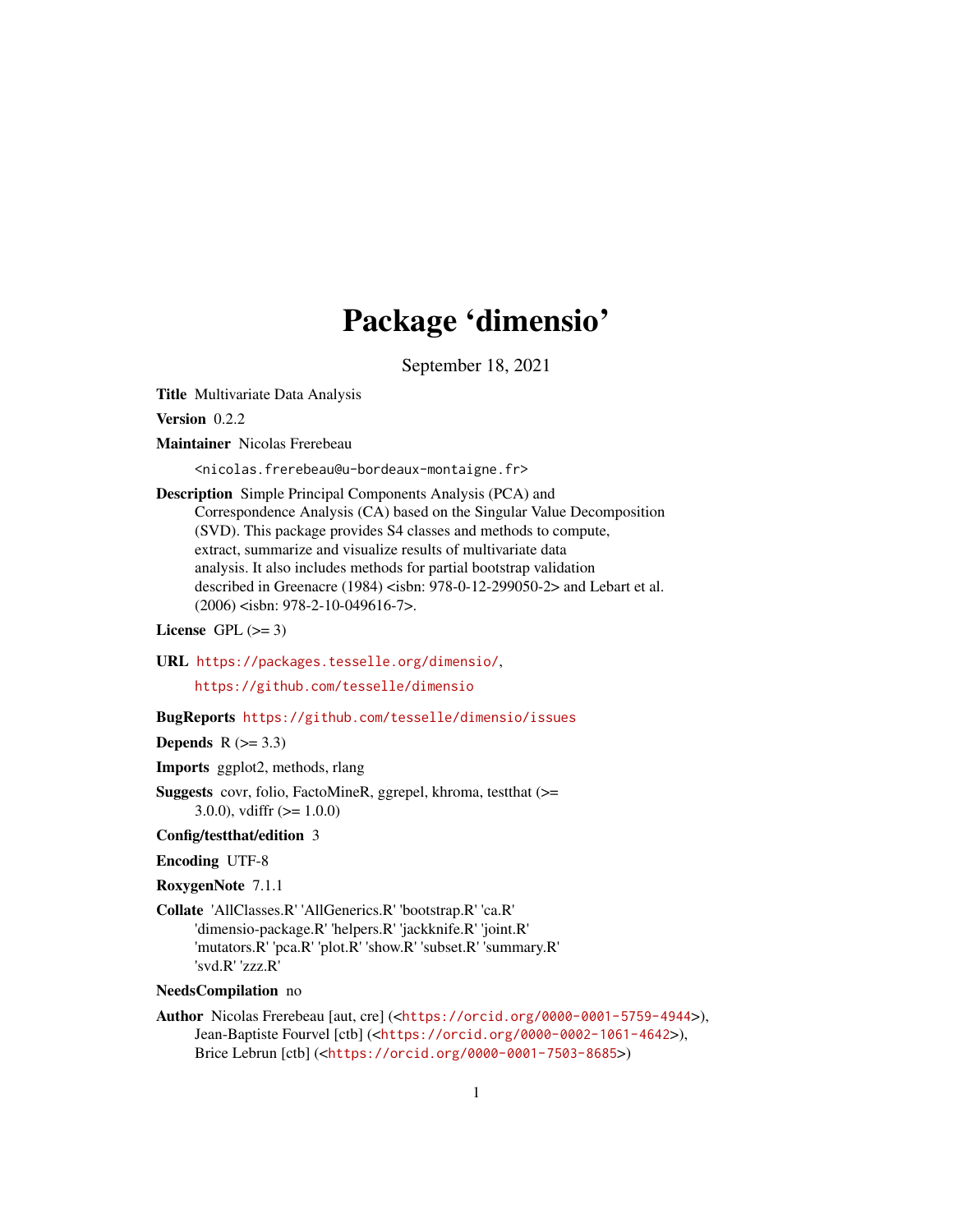# Package 'dimensio'

September 18, 2021

**Title** Multivariate Data Analysis

**Version** 0.2.2

**Maintainer** Nicolas Frerebeau <nicolas.frerebeau@u-bordeaux-montaigne.fr>

**Description** Simple Principal Components Analysis (PCA) and Correspondence Analysis (CA) based on the Singular Value Decomposition (SVD). This package provides S4 classes and methods to compute, extract, summarize and visualize results of multivariate data analysis. It also includes methods for partial bootstrap validation described in Greenacre (1984) <isbn: 978-0-12-299050-2> and Lebart et al. (2006) <isbn: 978-2-10-049616-7>.

**License** GPL (>= 3)

**URL** https://packages.tesselle.org/dimensio/, https://github.com/tesselle/dimensio

**BugReports** https://github.com/tesselle/dimensio/issues

**Depends** R (>= 3.3)

**Imports** ggplot2, methods, rlang

**Suggests** covr, folio, FactoMineR, ggrepel, khroma, testthat (>= 3.0.0), vdiffr (>= 1.0.0)

**Config/testthat/edition** 3

**Encoding** UTF-8

**RoxygenNote** 7.1.1

**Collate** 'AllClasses.R' 'AllGenerics.R' 'bootstrap.R' 'ca.R' 'dimensio-package.R' 'helpers.R' 'jackknife.R' 'joint.R' 'mutators.R' 'pca.R' 'plot.R' 'show.R' 'subset.R' 'summary.R' 'svd.R' 'zzz.R'

**NeedsCompilation** no

**Author** Nicolas Frerebeau [aut, cre] (<https://orcid.org/0000-0001-5759-4944>), Jean-Baptiste Fourvel [ctb] (<https://orcid.org/0000-0002-1061-4642>), Brice Lebrun [ctb] (<https://orcid.org/0000-0001-7503-8685>)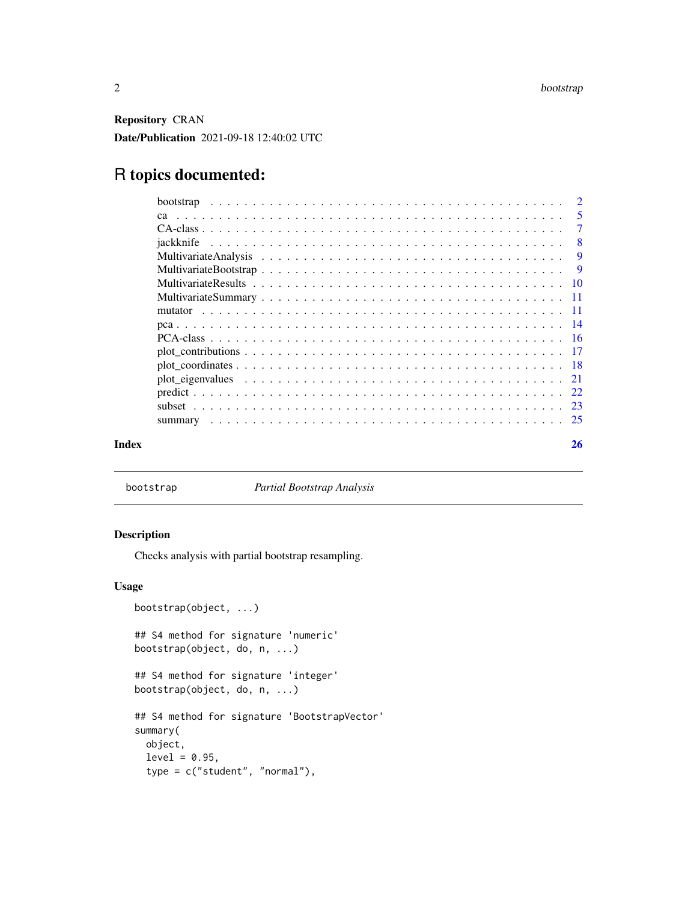**Repository** CRAN

**Date/Publication** 2021-09-18 12:40:02 UTC

# R topics documented:

| | |
|---|---|
| bootstrap | 2 |
| ca | 5 |
| CA-class | 7 |
| jackknife | 8 |
| MultivariateAnalysis | 9 |
| MultivariateBootstrap | 9 |
| MultivariateResults | 10 |
| MultivariateSummary | 11 |
| mutator | 11 |
| pca | 14 |
| PCA-class | 16 |
| plot_contributions | 17 |
| plot_coordinates | 18 |
| plot_eigenvalues | 21 |
| predict | 22 |
| subset | 23 |
| summary | 25 |

**Index** **26**

---

`bootstrap` *Partial Bootstrap Analysis*

---

## Description

Checks analysis with partial bootstrap resampling.

## Usage

```
bootstrap(object, ...)

## S4 method for signature 'numeric'
bootstrap(object, do, n, ...)

## S4 method for signature 'integer'
bootstrap(object, do, n, ...)

## S4 method for signature 'BootstrapVector'
summary(
  object,
  level = 0.95,
  type = c("student", "normal"),
```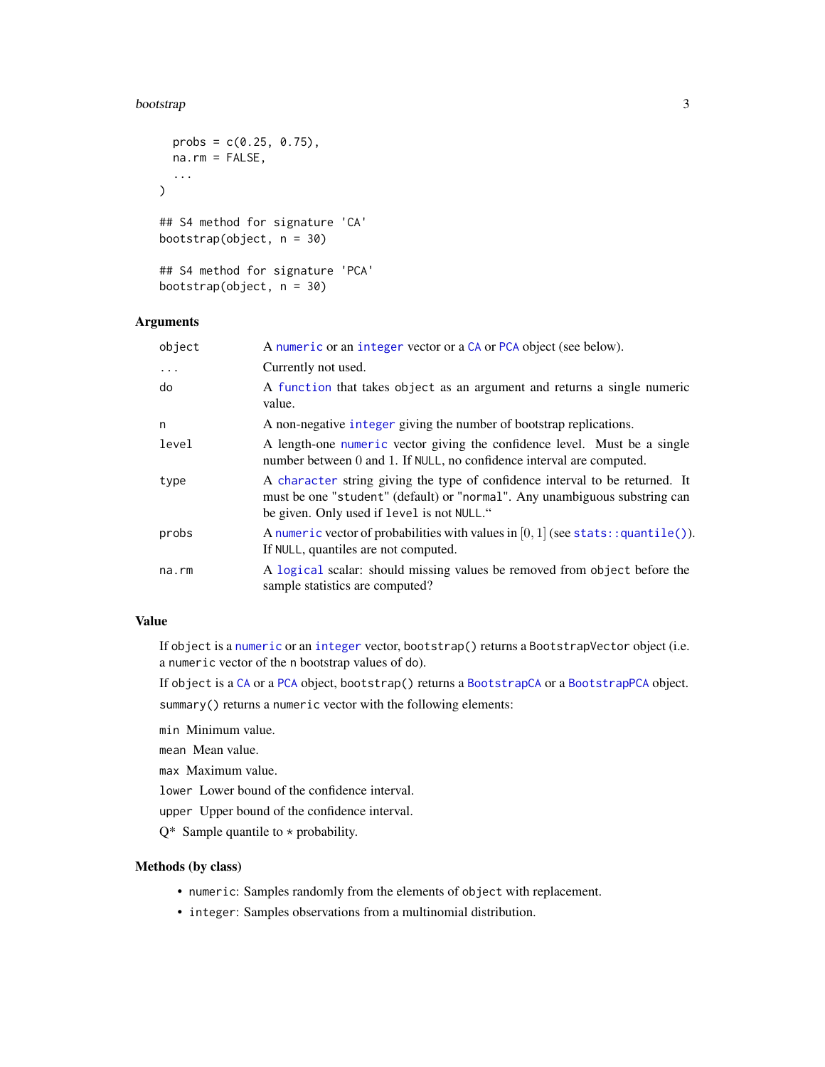```
  probs = c(0.25, 0.75),
  na.rm = FALSE,
  ...
)

## S4 method for signature 'CA'
bootstrap(object, n = 30)

## S4 method for signature 'PCA'
bootstrap(object, n = 30)
```

### Arguments

| | |
|---|---|
| object | A numeric or an integer vector or a CA or PCA object (see below). |
| ... | Currently not used. |
| do | A function that takes object as an argument and returns a single numeric value. |
| n | A non-negative integer giving the number of bootstrap replications. |
| level | A length-one numeric vector giving the confidence level. Must be a single number between 0 and 1. If NULL, no confidence interval are computed. |
| type | A character string giving the type of confidence interval to be returned. It must be one "student" (default) or "normal". Any unambiguous substring can be given. Only used if level is not NULL.“ |
| probs | A numeric vector of probabilities with values in $[0, 1]$ (see stats::quantile()). If NULL, quantiles are not computed. |
| na.rm | A logical scalar: should missing values be removed from object before the sample statistics are computed? |

### Value

If object is a numeric or an integer vector, bootstrap() returns a BootstrapVector object (i.e. a numeric vector of the n bootstrap values of do).

If object is a CA or a PCA object, bootstrap() returns a BootstrapCA or a BootstrapPCA object.

summary() returns a numeric vector with the following elements:

min Minimum value.

mean Mean value.

max Maximum value.

lower Lower bound of the confidence interval.

upper Upper bound of the confidence interval.

Q* Sample quantile to * probability.

### Methods (by class)

- numeric: Samples randomly from the elements of object with replacement.
- integer: Samples observations from a multinomial distribution.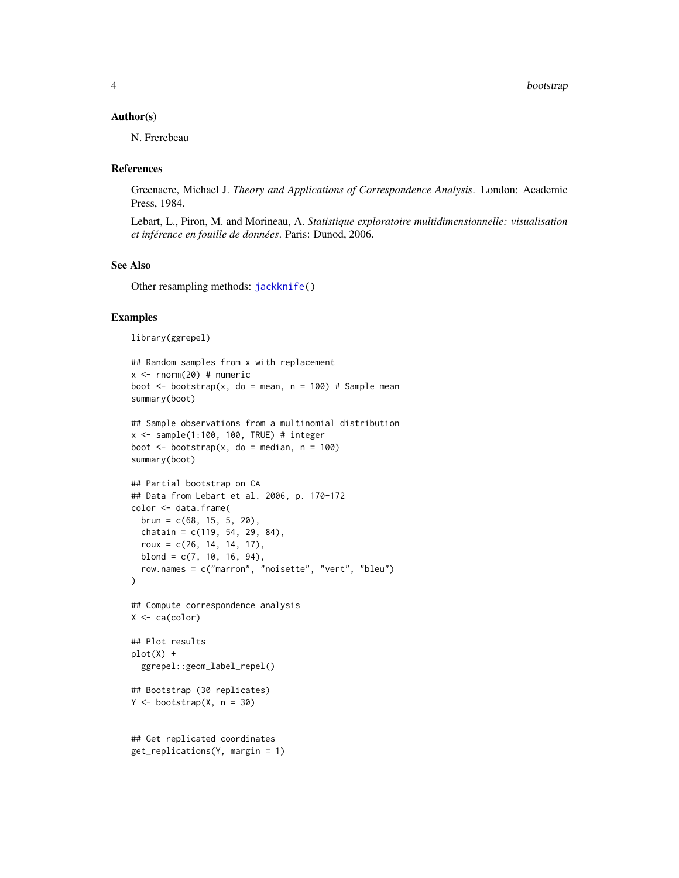## Author(s)

N. Frerebeau

## References

Greenacre, Michael J. *Theory and Applications of Correspondence Analysis*. London: Academic Press, 1984.

Lebart, L., Piron, M. and Morineau, A. *Statistique exploratoire multidimensionnelle: visualisation et inférence en fouille de données*. Paris: Dunod, 2006.

## See Also

Other resampling methods: jackknife()

## Examples

```
library(ggrepel)

## Random samples from x with replacement
x <- rnorm(20) # numeric
boot <- bootstrap(x, do = mean, n = 100) # Sample mean
summary(boot)

## Sample observations from a multinomial distribution
x <- sample(1:100, 100, TRUE) # integer
boot <- bootstrap(x, do = median, n = 100)
summary(boot)

## Partial bootstrap on CA
## Data from Lebart et al. 2006, p. 170-172
color <- data.frame(
  brun = c(68, 15, 5, 20),
  chatain = c(119, 54, 29, 84),
  roux = c(26, 14, 14, 17),
  blond = c(7, 10, 16, 94),
  row.names = c("marron", "noisette", "vert", "bleu")
)

## Compute correspondence analysis
X <- ca(color)

## Plot results
plot(X) +
  ggrepel::geom_label_repel()

## Bootstrap (30 replicates)
Y <- bootstrap(X, n = 30)


## Get replicated coordinates
get_replications(Y, margin = 1)
```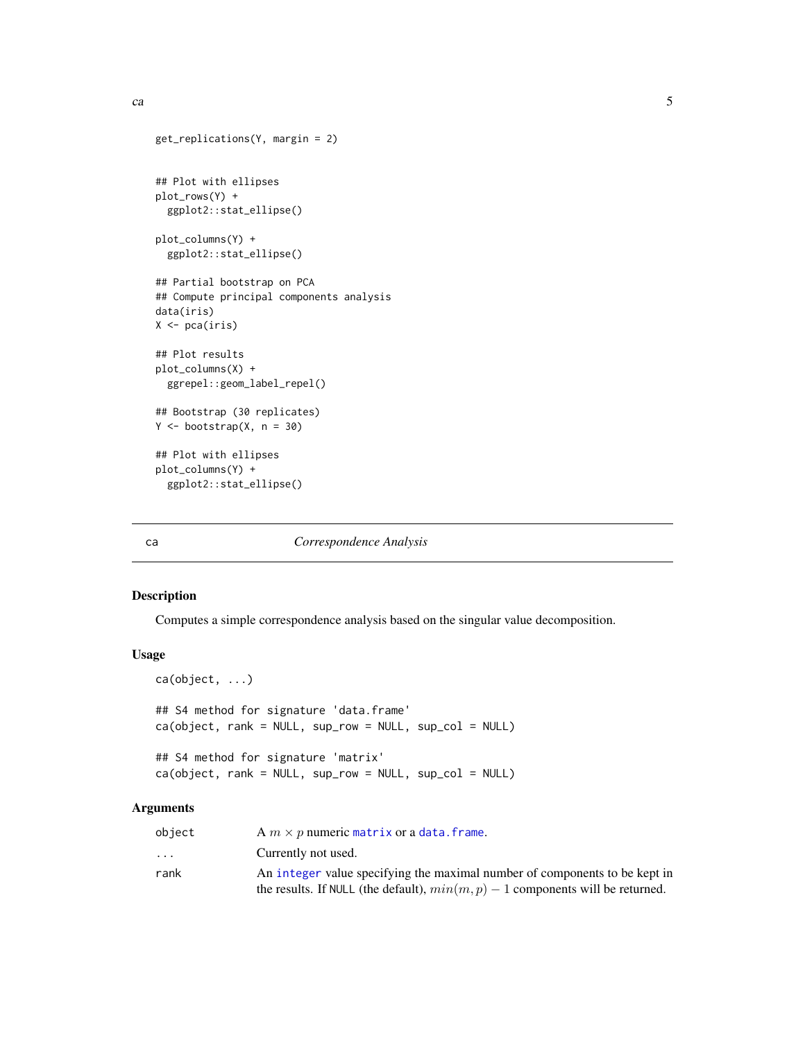```
get_replications(Y, margin = 2)


## Plot with ellipses
plot_rows(Y) +
  ggplot2::stat_ellipse()

plot_columns(Y) +
  ggplot2::stat_ellipse()

## Partial bootstrap on PCA
## Compute principal components analysis
data(iris)
X <- pca(iris)

## Plot results
plot_columns(X) +
  ggrepel::geom_label_repel()

## Bootstrap (30 replicates)
Y <- bootstrap(X, n = 30)

## Plot with ellipses
plot_columns(Y) +
  ggplot2::stat_ellipse()
```

---

## ca — *Correspondence Analysis*

---

### Description

Computes a simple correspondence analysis based on the singular value decomposition.

### Usage

```
ca(object, ...)

## S4 method for signature 'data.frame'
ca(object, rank = NULL, sup_row = NULL, sup_col = NULL)

## S4 method for signature 'matrix'
ca(object, rank = NULL, sup_row = NULL, sup_col = NULL)
```

### Arguments

| | |
|---|---|
| `object` | A $m \times p$ numeric `matrix` or a `data.frame`. |
| `...` | Currently not used. |
| `rank` | An `integer` value specifying the maximal number of components to be kept in the results. If `NULL` (the default), $min(m, p) - 1$ components will be returned. |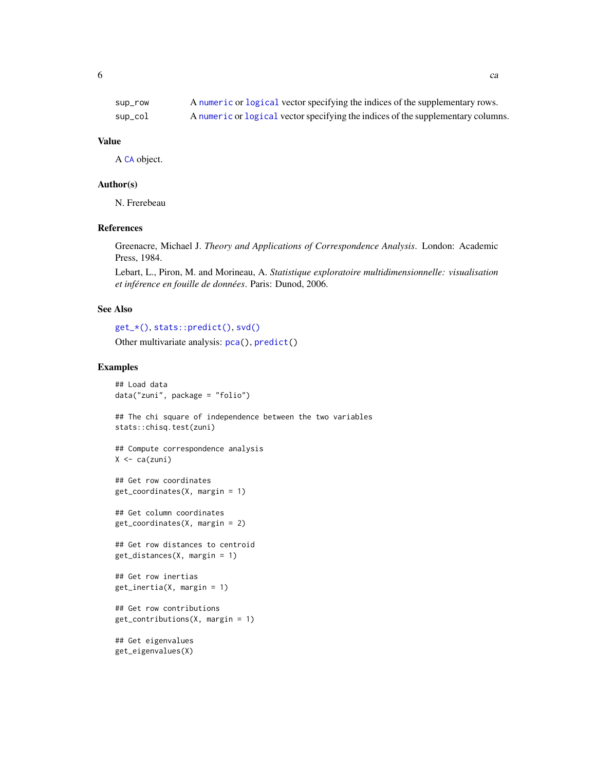| | |
|---|---|
| sup_row | A numeric or logical vector specifying the indices of the supplementary rows. |
| sup_col | A numeric or logical vector specifying the indices of the supplementary columns. |

## Value

A CA object.

## Author(s)

N. Frerebeau

## References

Greenacre, Michael J. *Theory and Applications of Correspondence Analysis*. London: Academic Press, 1984.

Lebart, L., Piron, M. and Morineau, A. *Statistique exploratoire multidimensionnelle: visualisation et inférence en fouille de données*. Paris: Dunod, 2006.

## See Also

get_*(), stats::predict(), svd()

Other multivariate analysis: pca(), predict()

## Examples

```
## Load data
data("zuni", package = "folio")

## The chi square of independence between the two variables
stats::chisq.test(zuni)

## Compute correspondence analysis
X <- ca(zuni)

## Get row coordinates
get_coordinates(X, margin = 1)

## Get column coordinates
get_coordinates(X, margin = 2)

## Get row distances to centroid
get_distances(X, margin = 1)

## Get row inertias
get_inertia(X, margin = 1)

## Get row contributions
get_contributions(X, margin = 1)

## Get eigenvalues
get_eigenvalues(X)
```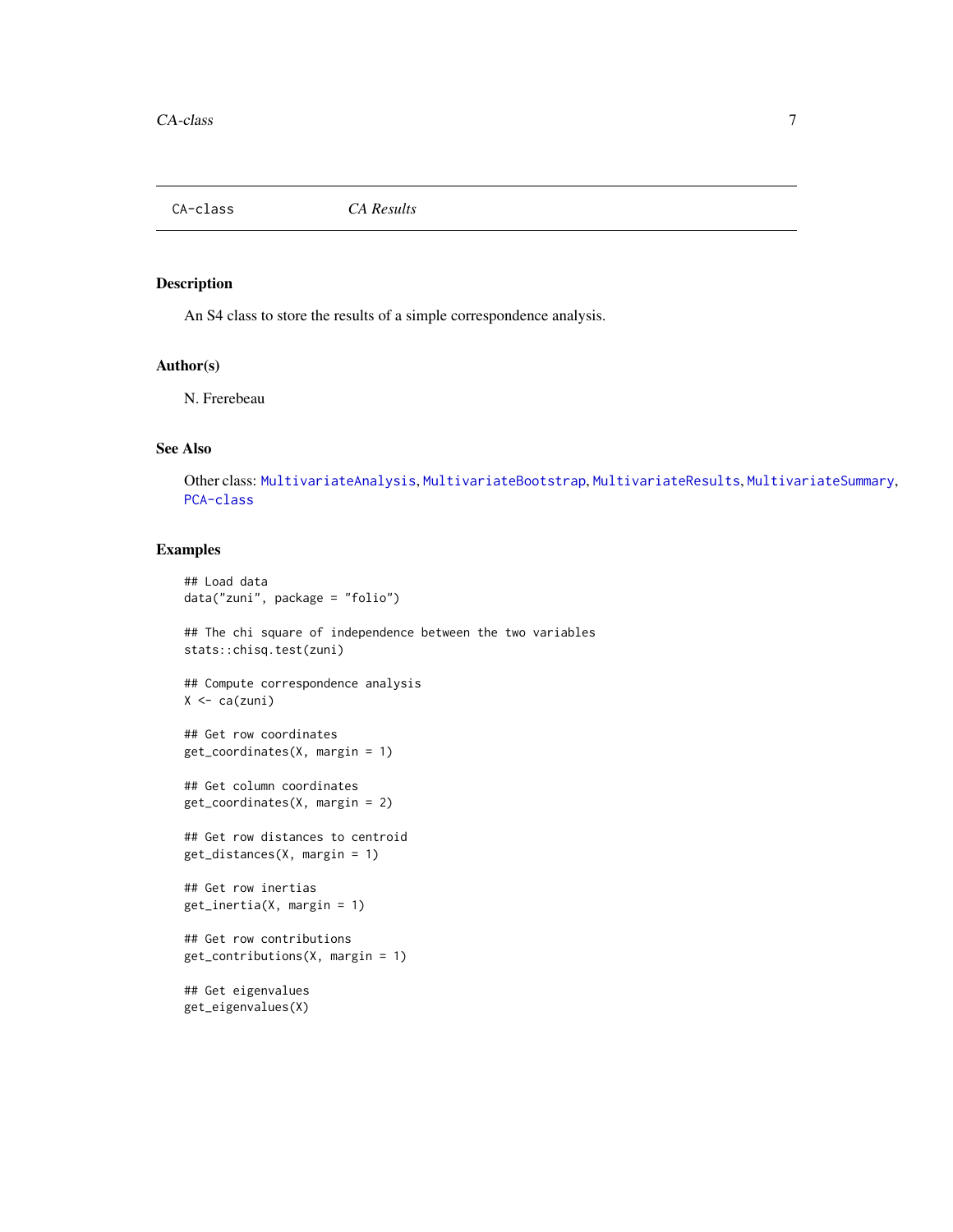# CA-class — *CA Results*

## Description

An S4 class to store the results of a simple correspondence analysis.

## Author(s)

N. Frerebeau

## See Also

Other class: `MultivariateAnalysis`, `MultivariateBootstrap`, `MultivariateResults`, `MultivariateSummary`, `PCA-class`

## Examples

```
## Load data
data("zuni", package = "folio")

## The chi square of independence between the two variables
stats::chisq.test(zuni)

## Compute correspondence analysis
X <- ca(zuni)

## Get row coordinates
get_coordinates(X, margin = 1)

## Get column coordinates
get_coordinates(X, margin = 2)

## Get row distances to centroid
get_distances(X, margin = 1)

## Get row inertias
get_inertia(X, margin = 1)

## Get row contributions
get_contributions(X, margin = 1)

## Get eigenvalues
get_eigenvalues(X)
```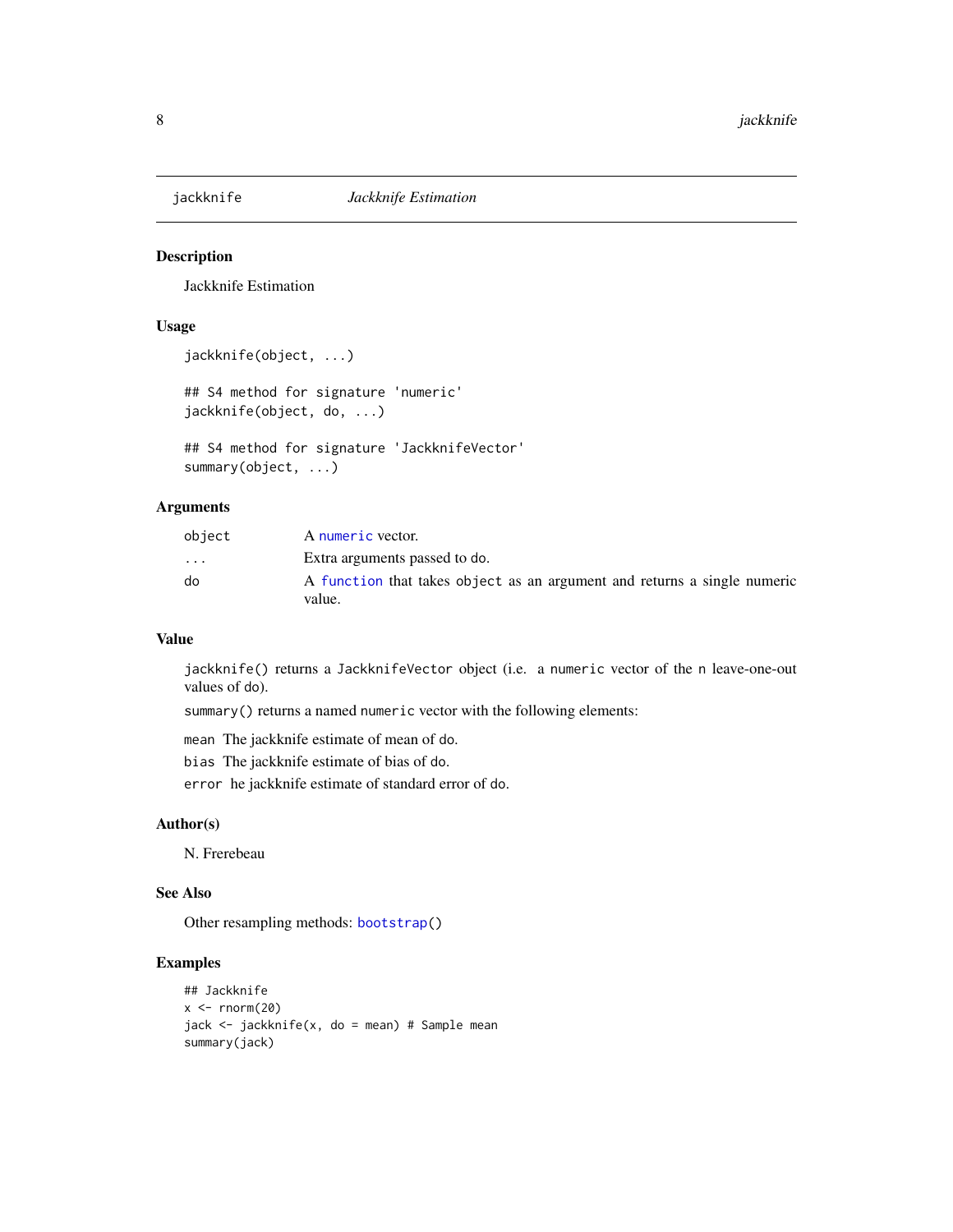`jackknife` *Jackknife Estimation*

## Description

Jackknife Estimation

## Usage

```
jackknife(object, ...)

## S4 method for signature 'numeric'
jackknife(object, do, ...)

## S4 method for signature 'JackknifeVector'
summary(object, ...)
```

## Arguments

| | |
|---|---|
| `object` | A `numeric` vector. |
| `...` | Extra arguments passed to `do`. |
| `do` | A `function` that takes `object` as an argument and returns a single numeric value. |

## Value

`jackknife()` returns a `JackknifeVector` object (i.e. a `numeric` vector of the `n` leave-one-out values of `do`).

`summary()` returns a named `numeric` vector with the following elements:

`mean` The jackknife estimate of mean of `do`.

`bias` The jackknife estimate of bias of `do`.

`error` he jackknife estimate of standard error of `do`.

## Author(s)

N. Frerebeau

## See Also

Other resampling methods: `bootstrap()`

## Examples

```
## Jackknife
x <- rnorm(20)
jack <- jackknife(x, do = mean) # Sample mean
summary(jack)
```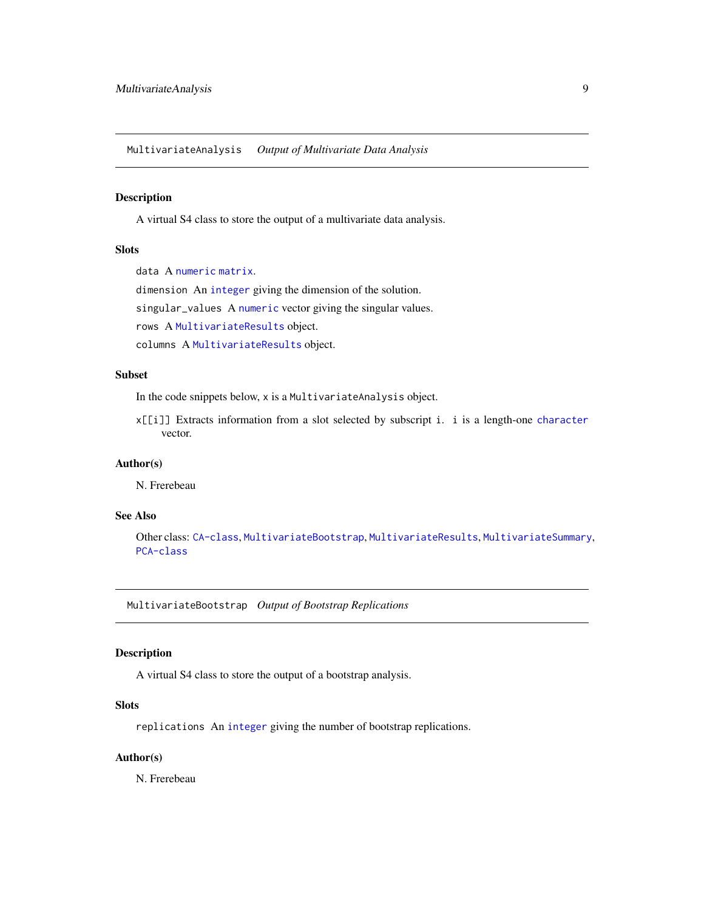## MultivariateAnalysis *Output of Multivariate Data Analysis*

### Description

A virtual S4 class to store the output of a multivariate data analysis.

### Slots

`data` A `numeric` `matrix`.

`dimension` An `integer` giving the dimension of the solution.

`singular_values` A `numeric` vector giving the singular values.

`rows` A `MultivariateResults` object.

`columns` A `MultivariateResults` object.

### Subset

In the code snippets below, `x` is a `MultivariateAnalysis` object.

`x[[i]]` Extracts information from a slot selected by subscript `i`. `i` is a length-one `character` vector.

### Author(s)

N. Frerebeau

### See Also

Other class: `CA-class`, `MultivariateBootstrap`, `MultivariateResults`, `MultivariateSummary`, `PCA-class`

## MultivariateBootstrap *Output of Bootstrap Replications*

### Description

A virtual S4 class to store the output of a bootstrap analysis.

### Slots

`replications` An `integer` giving the number of bootstrap replications.

### Author(s)

N. Frerebeau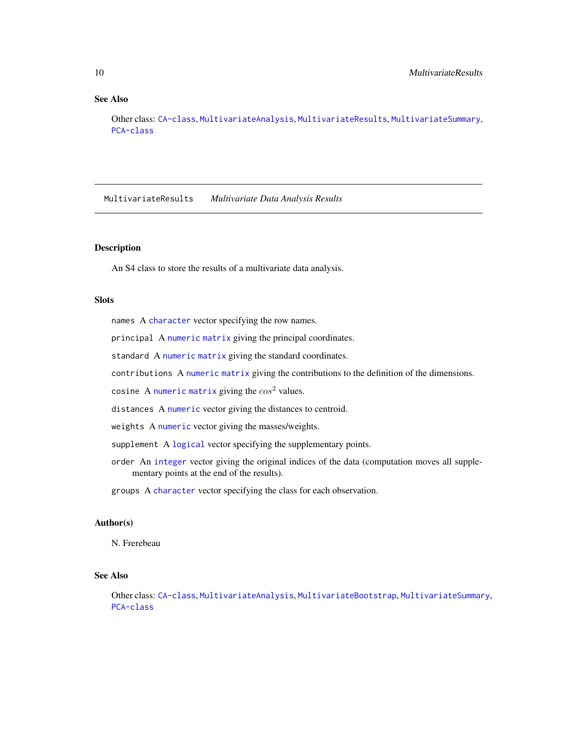## See Also

Other class: `CA-class`, `MultivariateAnalysis`, `MultivariateResults`, `MultivariateSummary`, `PCA-class`

---

`MultivariateResults` *Multivariate Data Analysis Results*

---

### Description

An S4 class to store the results of a multivariate data analysis.

### Slots

`names` A `character` vector specifying the row names.

`principal` A `numeric matrix` giving the principal coordinates.

`standard` A `numeric matrix` giving the standard coordinates.

`contributions` A `numeric matrix` giving the contributions to the definition of the dimensions.

`cosine` A `numeric matrix` giving the $cos^2$ values.

`distances` A `numeric` vector giving the distances to centroid.

`weights` A `numeric` vector giving the masses/weights.

`supplement` A `logical` vector specifying the supplementary points.

`order` An `integer` vector giving the original indices of the data (computation moves all supplementary points at the end of the results).

`groups` A `character` vector specifying the class for each observation.

### Author(s)

N. Frerebeau

### See Also

Other class: `CA-class`, `MultivariateAnalysis`, `MultivariateBootstrap`, `MultivariateSummary`, `PCA-class`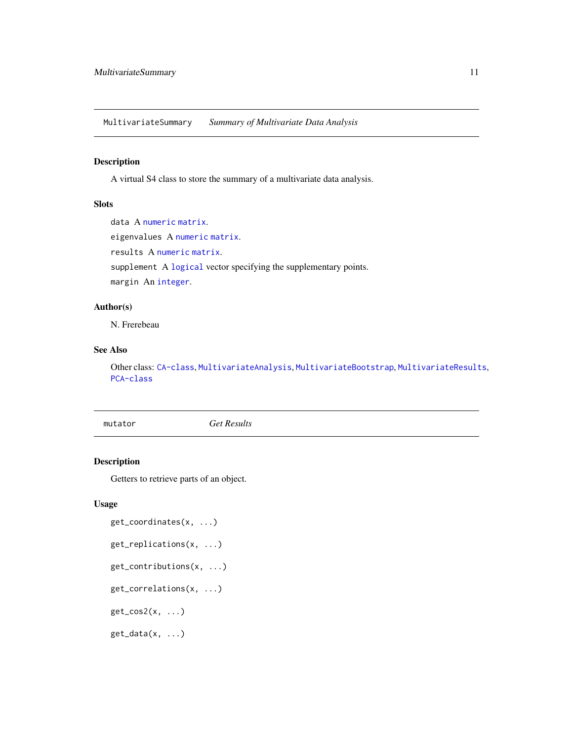## MultivariateSummary — *Summary of Multivariate Data Analysis*

### Description

A virtual S4 class to store the summary of a multivariate data analysis.

### Slots

`data` A `numeric` `matrix`.

`eigenvalues` A `numeric` `matrix`.

`results` A `numeric` `matrix`.

`supplement` A `logical` vector specifying the supplementary points.

`margin` An `integer`.

### Author(s)

N. Frerebeau

### See Also

Other class: `CA-class`, `MultivariateAnalysis`, `MultivariateBootstrap`, `MultivariateResults`, `PCA-class`

## mutator — *Get Results*

### Description

Getters to retrieve parts of an object.

### Usage

```
get_coordinates(x, ...)

get_replications(x, ...)

get_contributions(x, ...)

get_correlations(x, ...)

get_cos2(x, ...)

get_data(x, ...)
```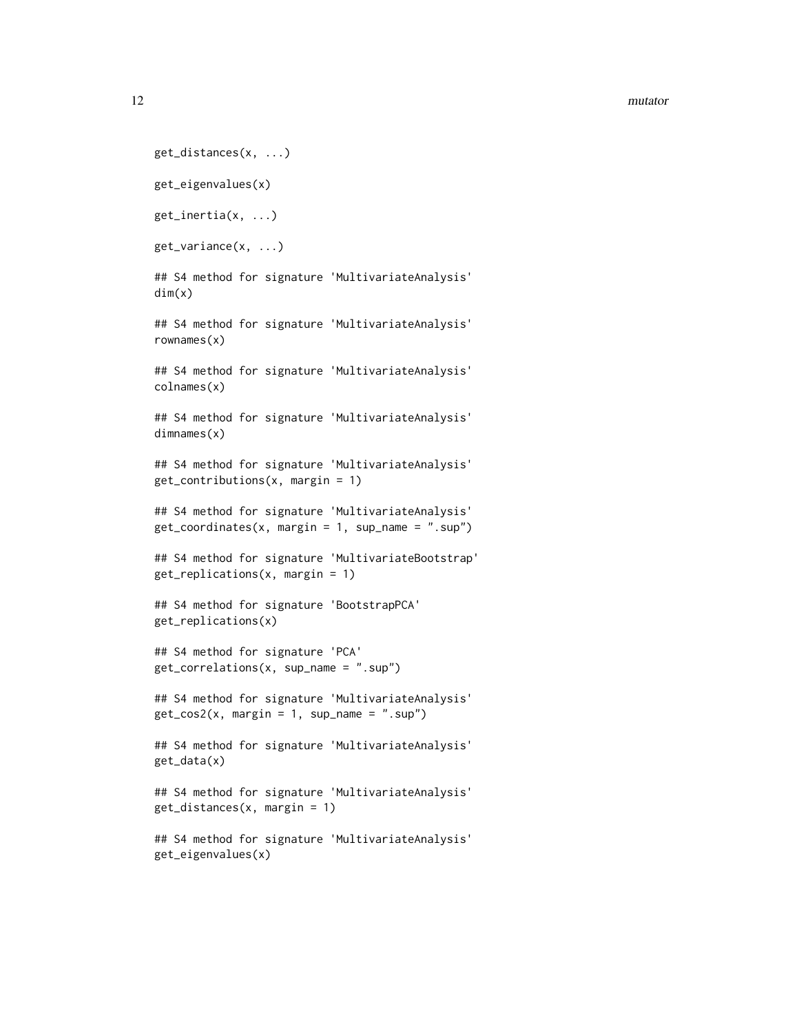```
get_distances(x, ...)

get_eigenvalues(x)

get_inertia(x, ...)

get_variance(x, ...)

## S4 method for signature 'MultivariateAnalysis'
dim(x)

## S4 method for signature 'MultivariateAnalysis'
rownames(x)

## S4 method for signature 'MultivariateAnalysis'
colnames(x)

## S4 method for signature 'MultivariateAnalysis'
dimnames(x)

## S4 method for signature 'MultivariateAnalysis'
get_contributions(x, margin = 1)

## S4 method for signature 'MultivariateAnalysis'
get_coordinates(x, margin = 1, sup_name = ".sup")

## S4 method for signature 'MultivariateBootstrap'
get_replications(x, margin = 1)

## S4 method for signature 'BootstrapPCA'
get_replications(x)

## S4 method for signature 'PCA'
get_correlations(x, sup_name = ".sup")

## S4 method for signature 'MultivariateAnalysis'
get_cos2(x, margin = 1, sup_name = ".sup")

## S4 method for signature 'MultivariateAnalysis'
get_data(x)

## S4 method for signature 'MultivariateAnalysis'
get_distances(x, margin = 1)

## S4 method for signature 'MultivariateAnalysis'
get_eigenvalues(x)
```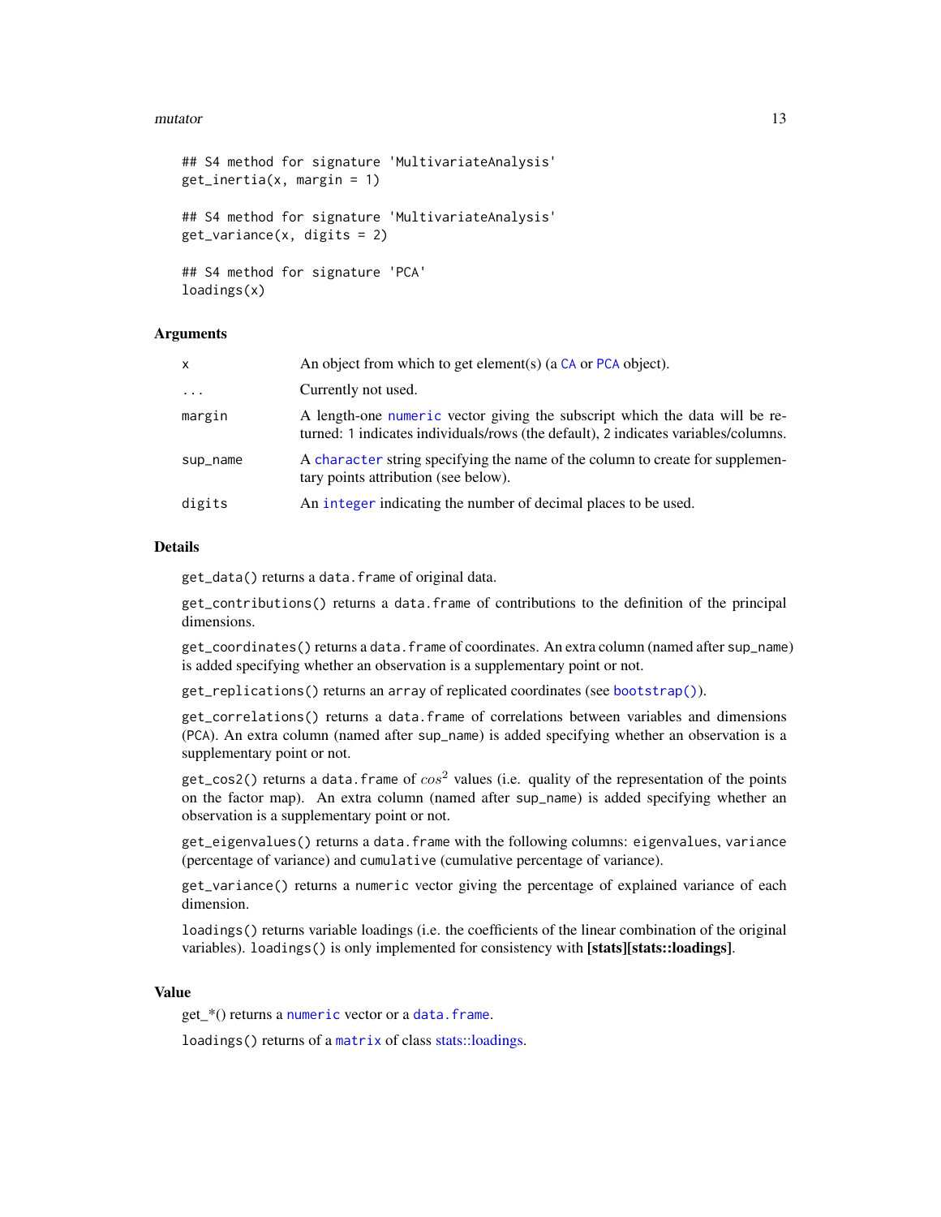```
## S4 method for signature 'MultivariateAnalysis'
get_inertia(x, margin = 1)

## S4 method for signature 'MultivariateAnalysis'
get_variance(x, digits = 2)

## S4 method for signature 'PCA'
loadings(x)
```

### Arguments

| | |
|---|---|
| x | An object from which to get element(s) (a CA or PCA object). |
| ... | Currently not used. |
| margin | A length-one numeric vector giving the subscript which the data will be returned: 1 indicates individuals/rows (the default), 2 indicates variables/columns. |
| sup_name | A character string specifying the name of the column to create for supplementary points attribution (see below). |
| digits | An integer indicating the number of decimal places to be used. |

### Details

`get_data()` returns a `data.frame` of original data.

`get_contributions()` returns a `data.frame` of contributions to the definition of the principal dimensions.

`get_coordinates()` returns a `data.frame` of coordinates. An extra column (named after `sup_name`) is added specifying whether an observation is a supplementary point or not.

`get_replications()` returns an `array` of replicated coordinates (see `bootstrap()`).

`get_correlations()` returns a `data.frame` of correlations between variables and dimensions (PCA). An extra column (named after `sup_name`) is added specifying whether an observation is a supplementary point or not.

`get_cos2()` returns a `data.frame` of $cos^2$ values (i.e. quality of the representation of the points on the factor map). An extra column (named after `sup_name`) is added specifying whether an observation is a supplementary point or not.

`get_eigenvalues()` returns a `data.frame` with the following columns: `eigenvalues`, `variance` (percentage of variance) and `cumulative` (cumulative percentage of variance).

`get_variance()` returns a `numeric` vector giving the percentage of explained variance of each dimension.

`loadings()` returns variable loadings (i.e. the coefficients of the linear combination of the original variables). `loadings()` is only implemented for consistency with **[stats][stats::loadings]**.

### Value

get_*() returns a `numeric` vector or a `data.frame`.

`loadings()` returns of a `matrix` of class stats::loadings.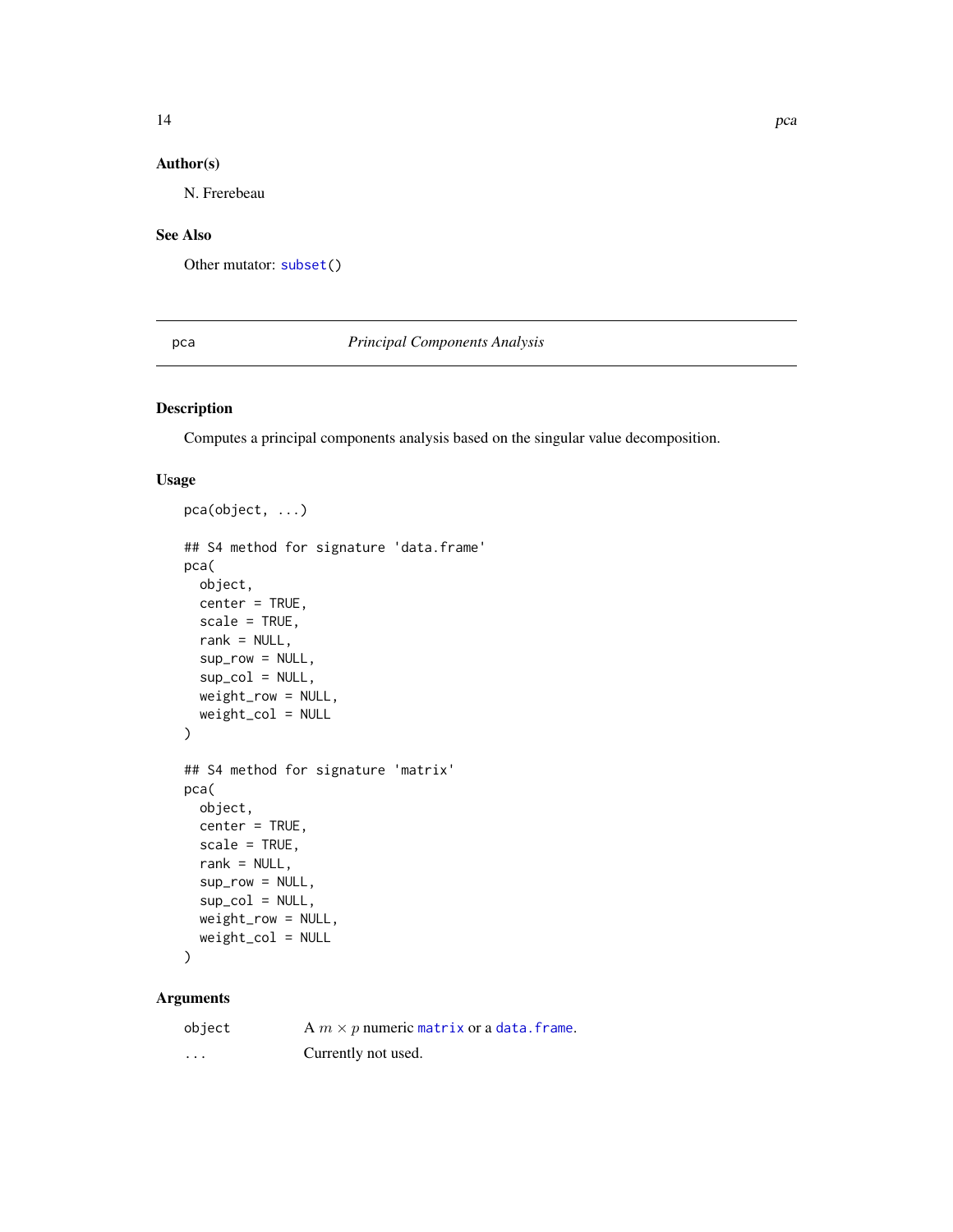## Author(s)

N. Frerebeau

## See Also

Other mutator: `subset()`

---

# pca — *Principal Components Analysis*

## Description

Computes a principal components analysis based on the singular value decomposition.

## Usage

```
pca(object, ...)

## S4 method for signature 'data.frame'
pca(
  object,
  center = TRUE,
  scale = TRUE,
  rank = NULL,
  sup_row = NULL,
  sup_col = NULL,
  weight_row = NULL,
  weight_col = NULL
)

## S4 method for signature 'matrix'
pca(
  object,
  center = TRUE,
  scale = TRUE,
  rank = NULL,
  sup_row = NULL,
  sup_col = NULL,
  weight_row = NULL,
  weight_col = NULL
)
```

## Arguments

| | |
|---|---|
| `object` | A $m \times p$ numeric `matrix` or a `data.frame`. |
| `...` | Currently not used. |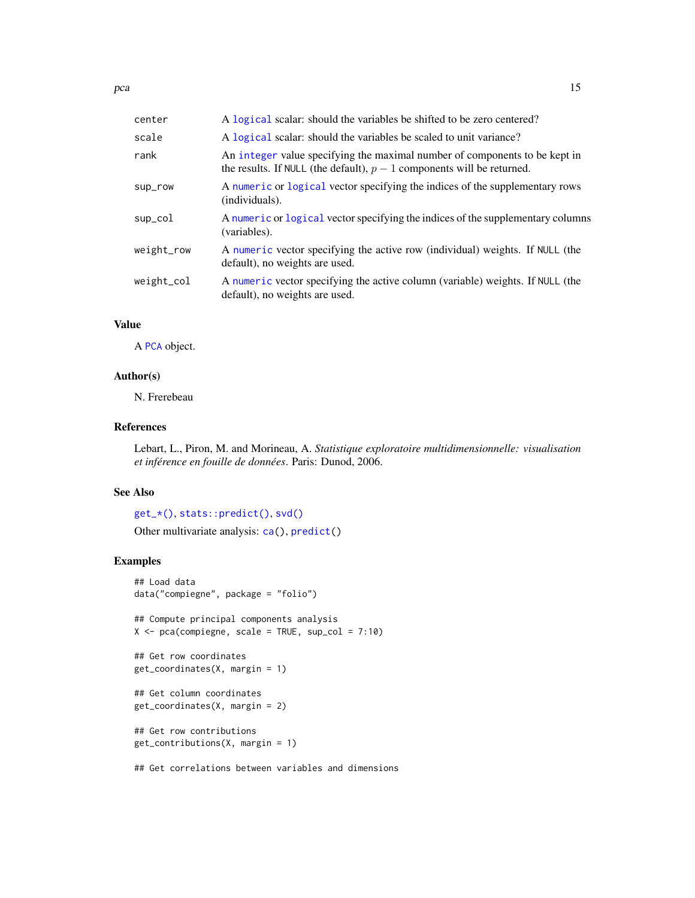| | |
|---|---|
| center | A logical scalar: should the variables be shifted to be zero centered? |
| scale | A logical scalar: should the variables be scaled to unit variance? |
| rank | An integer value specifying the maximal number of components to be kept in the results. If NULL (the default), $p - 1$ components will be returned. |
| sup_row | A numeric or logical vector specifying the indices of the supplementary rows (individuals). |
| sup_col | A numeric or logical vector specifying the indices of the supplementary columns (variables). |
| weight_row | A numeric vector specifying the active row (individual) weights. If NULL (the default), no weights are used. |
| weight_col | A numeric vector specifying the active column (variable) weights. If NULL (the default), no weights are used. |

## Value

A PCA object.

## Author(s)

N. Frerebeau

## References

Lebart, L., Piron, M. and Morineau, A. *Statistique exploratoire multidimensionnelle: visualisation et inférence en fouille de données*. Paris: Dunod, 2006.

## See Also

get_*(), stats::predict(), svd()

Other multivariate analysis: ca(), predict()

## Examples

```
## Load data
data("compiegne", package = "folio")

## Compute principal components analysis
X <- pca(compiegne, scale = TRUE, sup_col = 7:10)

## Get row coordinates
get_coordinates(X, margin = 1)

## Get column coordinates
get_coordinates(X, margin = 2)

## Get row contributions
get_contributions(X, margin = 1)

## Get correlations between variables and dimensions
```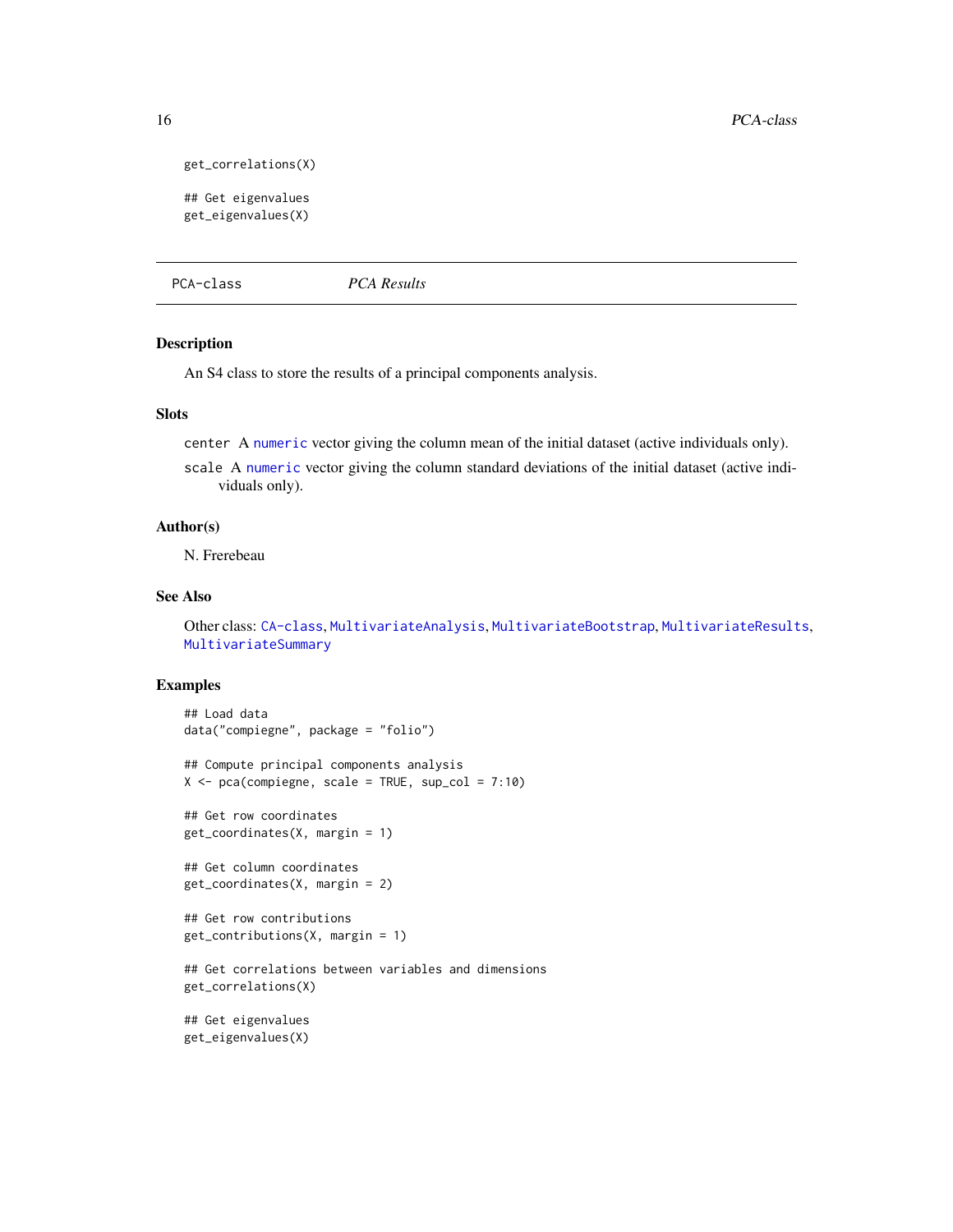```
get_correlations(X)

## Get eigenvalues
get_eigenvalues(X)
```

---

PCA-class *PCA Results*

---

### Description

An S4 class to store the results of a principal components analysis.

### Slots

`center` A `numeric` vector giving the column mean of the initial dataset (active individuals only).

`scale` A `numeric` vector giving the column standard deviations of the initial dataset (active individuals only).

### Author(s)

N. Frerebeau

### See Also

Other class: `CA-class`, `MultivariateAnalysis`, `MultivariateBootstrap`, `MultivariateResults`, `MultivariateSummary`

### Examples

```
## Load data
data("compiegne", package = "folio")

## Compute principal components analysis
X <- pca(compiegne, scale = TRUE, sup_col = 7:10)

## Get row coordinates
get_coordinates(X, margin = 1)

## Get column coordinates
get_coordinates(X, margin = 2)

## Get row contributions
get_contributions(X, margin = 1)

## Get correlations between variables and dimensions
get_correlations(X)

## Get eigenvalues
get_eigenvalues(X)
```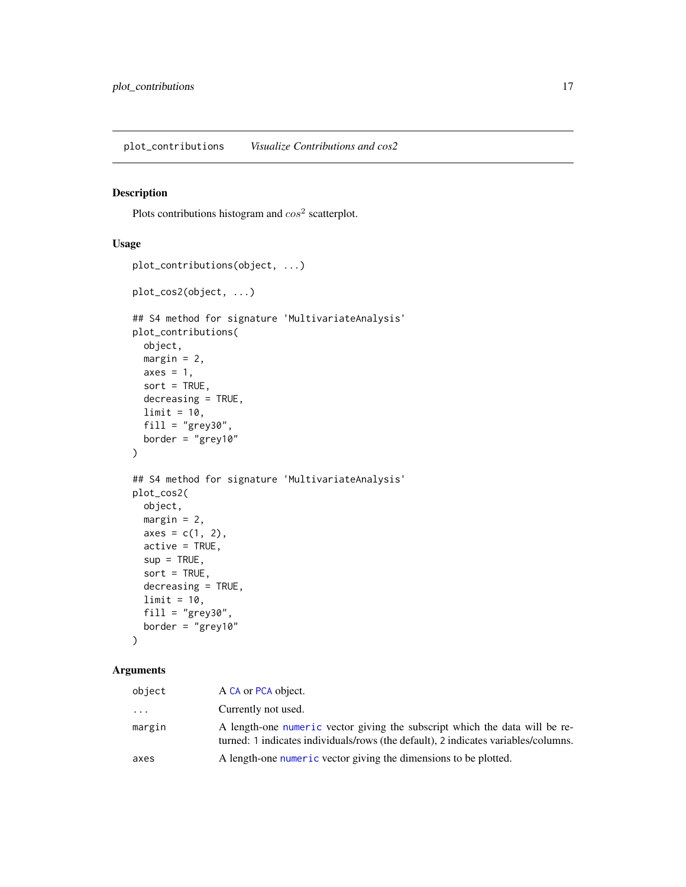plot_contributions *Visualize Contributions and cos2*

## Description

Plots contributions histogram and $cos^2$ scatterplot.

## Usage

```
plot_contributions(object, ...)

plot_cos2(object, ...)

## S4 method for signature 'MultivariateAnalysis'
plot_contributions(
  object,
  margin = 2,
  axes = 1,
  sort = TRUE,
  decreasing = TRUE,
  limit = 10,
  fill = "grey30",
  border = "grey10"
)

## S4 method for signature 'MultivariateAnalysis'
plot_cos2(
  object,
  margin = 2,
  axes = c(1, 2),
  active = TRUE,
  sup = TRUE,
  sort = TRUE,
  decreasing = TRUE,
  limit = 10,
  fill = "grey30",
  border = "grey10"
)
```

## Arguments

| | |
|---|---|
| object | A CA or PCA object. |
| ... | Currently not used. |
| margin | A length-one numeric vector giving the subscript which the data will be returned: 1 indicates individuals/rows (the default), 2 indicates variables/columns. |
| axes | A length-one numeric vector giving the dimensions to be plotted. |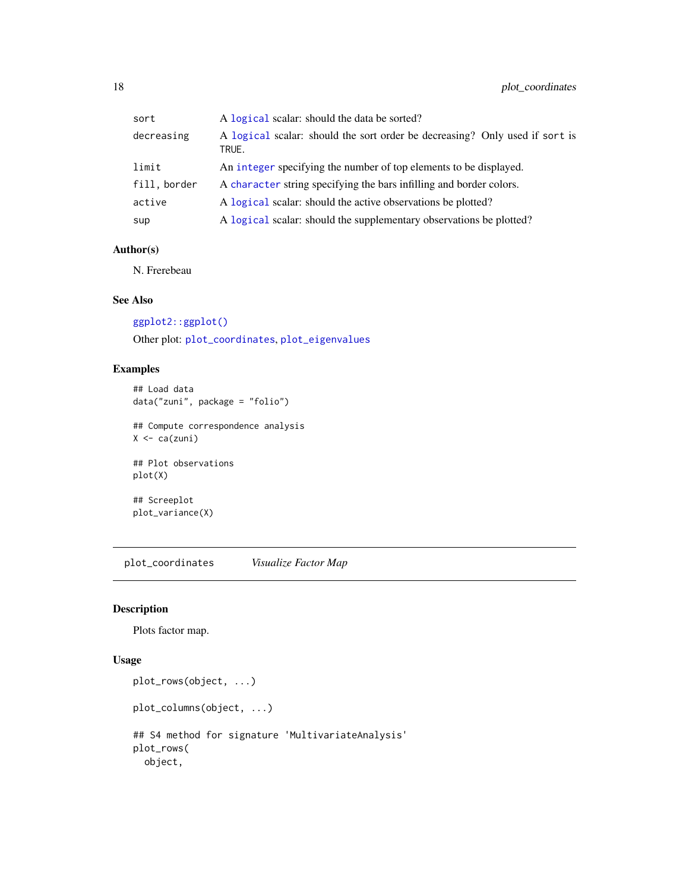| | |
|---|---|
| sort | A logical scalar: should the data be sorted? |
| decreasing | A logical scalar: should the sort order be decreasing? Only used if sort is TRUE. |
| limit | An integer specifying the number of top elements to be displayed. |
| fill, border | A character string specifying the bars infilling and border colors. |
| active | A logical scalar: should the active observations be plotted? |
| sup | A logical scalar: should the supplementary observations be plotted? |

### Author(s)

N. Frerebeau

### See Also

ggplot2::ggplot()

Other plot: plot_coordinates, plot_eigenvalues

### Examples

```
## Load data
data("zuni", package = "folio")

## Compute correspondence analysis
X <- ca(zuni)

## Plot observations
plot(X)

## Screeplot
plot_variance(X)
```

---

## plot_coordinates *Visualize Factor Map*

---

### Description

Plots factor map.

### Usage

```
plot_rows(object, ...)

plot_columns(object, ...)

## S4 method for signature 'MultivariateAnalysis'
plot_rows(
  object,
```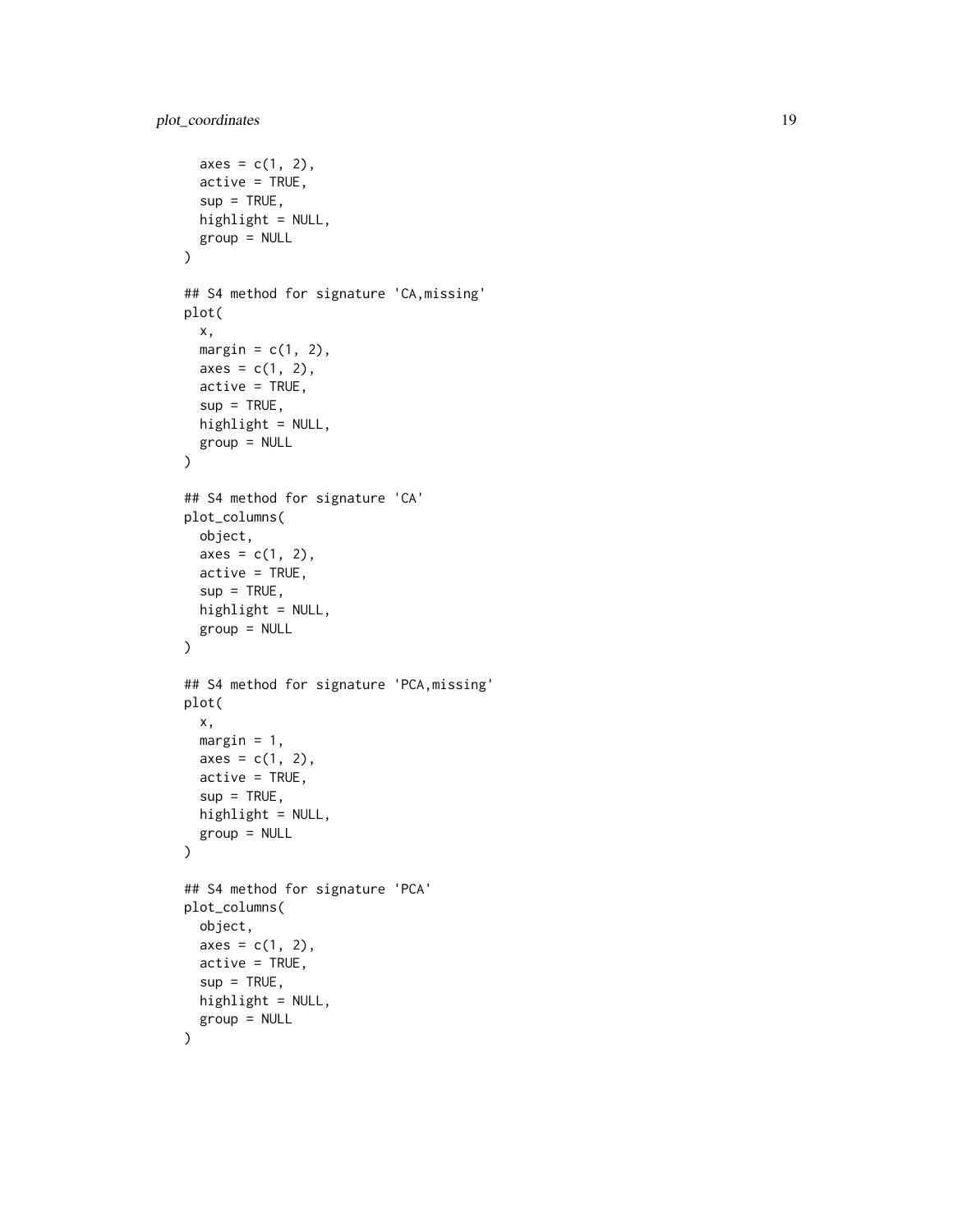```
  axes = c(1, 2),
  active = TRUE,
  sup = TRUE,
  highlight = NULL,
  group = NULL
)

## S4 method for signature 'CA,missing'
plot(
  x,
  margin = c(1, 2),
  axes = c(1, 2),
  active = TRUE,
  sup = TRUE,
  highlight = NULL,
  group = NULL
)

## S4 method for signature 'CA'
plot_columns(
  object,
  axes = c(1, 2),
  active = TRUE,
  sup = TRUE,
  highlight = NULL,
  group = NULL
)

## S4 method for signature 'PCA,missing'
plot(
  x,
  margin = 1,
  axes = c(1, 2),
  active = TRUE,
  sup = TRUE,
  highlight = NULL,
  group = NULL
)

## S4 method for signature 'PCA'
plot_columns(
  object,
  axes = c(1, 2),
  active = TRUE,
  sup = TRUE,
  highlight = NULL,
  group = NULL
)
```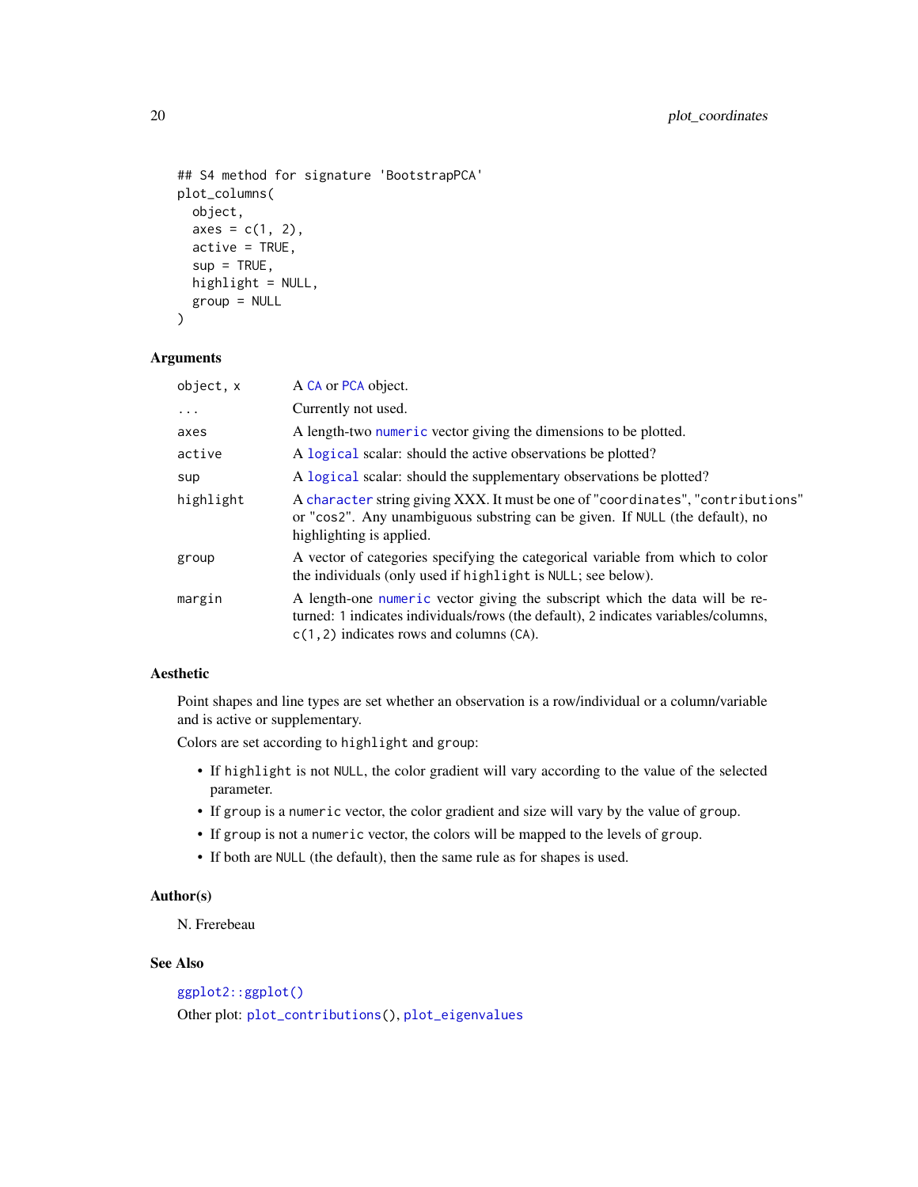```
## S4 method for signature 'BootstrapPCA'
plot_columns(
  object,
  axes = c(1, 2),
  active = TRUE,
  sup = TRUE,
  highlight = NULL,
  group = NULL
)
```

### Arguments

| | |
|---|---|
| `object, x` | A `CA` or `PCA` object. |
| `...` | Currently not used. |
| `axes` | A length-two `numeric` vector giving the dimensions to be plotted. |
| `active` | A `logical` scalar: should the active observations be plotted? |
| `sup` | A `logical` scalar: should the supplementary observations be plotted? |
| `highlight` | A `character` string giving XXX. It must be one of "`coordinates`", "`contributions`" or "`cos2`". Any unambiguous substring can be given. If `NULL` (the default), no highlighting is applied. |
| `group` | A vector of categories specifying the categorical variable from which to color the individuals (only used if `highlight` is `NULL`; see below). |
| `margin` | A length-one `numeric` vector giving the subscript which the data will be returned: `1` indicates individuals/rows (the default), `2` indicates variables/columns, `c(1,2)` indicates rows and columns (`CA`). |

### Aesthetic

Point shapes and line types are set whether an observation is a row/individual or a column/variable and is active or supplementary.

Colors are set according to `highlight` and `group`:

- If `highlight` is not `NULL`, the color gradient will vary according to the value of the selected parameter.
- If `group` is a `numeric` vector, the color gradient and size will vary by the value of `group`.
- If `group` is not a `numeric` vector, the colors will be mapped to the levels of `group`.
- If both are `NULL` (the default), then the same rule as for shapes is used.

### Author(s)

N. Frerebeau

### See Also

`ggplot2::ggplot()`

Other plot: `plot_contributions()`, `plot_eigenvalues`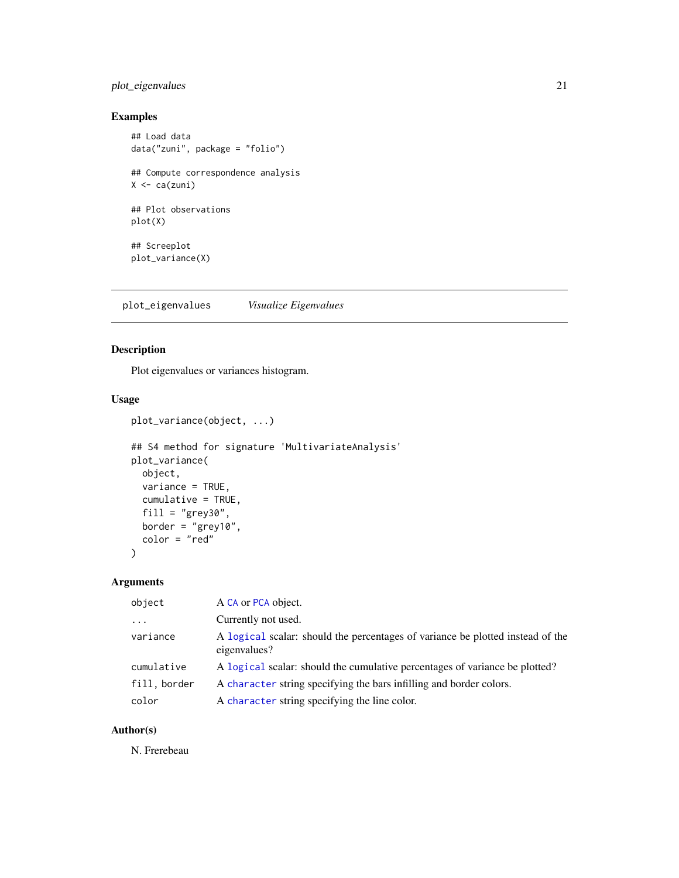## Examples

```
## Load data
data("zuni", package = "folio")

## Compute correspondence analysis
X <- ca(zuni)

## Plot observations
plot(X)

## Screeplot
plot_variance(X)
```

---

# plot_eigenvalues *Visualize Eigenvalues*

---

## Description

Plot eigenvalues or variances histogram.

## Usage

```
plot_variance(object, ...)

## S4 method for signature 'MultivariateAnalysis'
plot_variance(
  object,
  variance = TRUE,
  cumulative = TRUE,
  fill = "grey30",
  border = "grey10",
  color = "red"
)
```

## Arguments

| | |
|---|---|
| `object` | A `CA` or `PCA` object. |
| `...` | Currently not used. |
| `variance` | A `logical` scalar: should the percentages of variance be plotted instead of the eigenvalues? |
| `cumulative` | A `logical` scalar: should the cumulative percentages of variance be plotted? |
| `fill, border` | A `character` string specifying the bars infilling and border colors. |
| `color` | A `character` string specifying the line color. |

## Author(s)

N. Frerebeau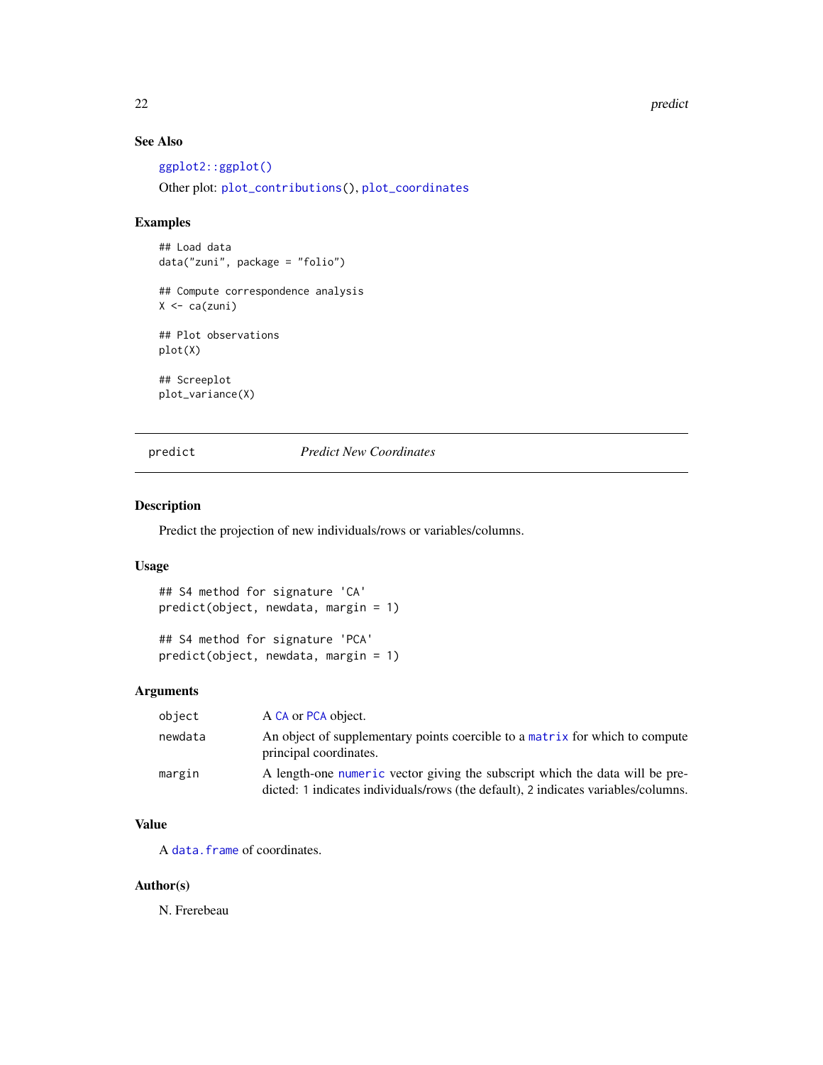### See Also

ggplot2::ggplot()

Other plot: plot_contributions(), plot_coordinates

### Examples

```
## Load data
data("zuni", package = "folio")

## Compute correspondence analysis
X <- ca(zuni)

## Plot observations
plot(X)

## Screeplot
plot_variance(X)
```

---

## predict — *Predict New Coordinates*

---

### Description

Predict the projection of new individuals/rows or variables/columns.

### Usage

```
## S4 method for signature 'CA'
predict(object, newdata, margin = 1)

## S4 method for signature 'PCA'
predict(object, newdata, margin = 1)
```

### Arguments

| | |
|---|---|
| object | A CA or PCA object. |
| newdata | An object of supplementary points coercible to a matrix for which to compute principal coordinates. |
| margin | A length-one numeric vector giving the subscript which the data will be predicted: 1 indicates individuals/rows (the default), 2 indicates variables/columns. |

### Value

A data.frame of coordinates.

### Author(s)

N. Frerebeau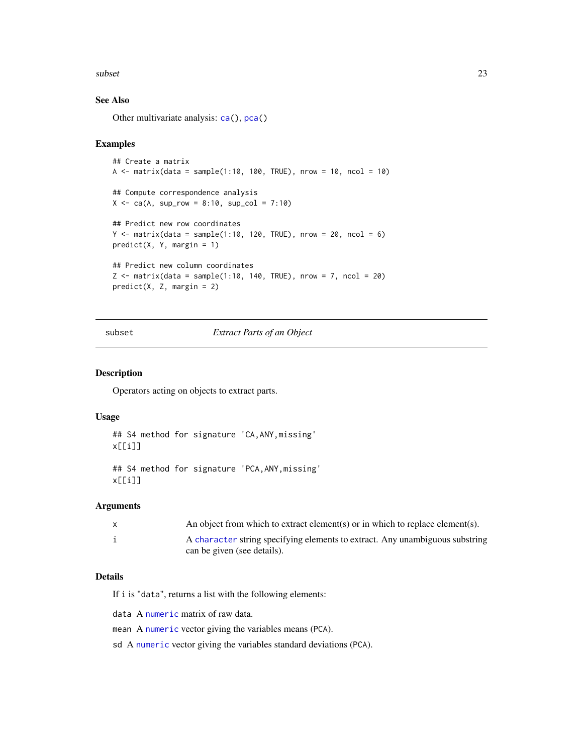### See Also

Other multivariate analysis: `ca()`, `pca()`

### Examples

```
## Create a matrix
A <- matrix(data = sample(1:10, 100, TRUE), nrow = 10, ncol = 10)

## Compute correspondence analysis
X <- ca(A, sup_row = 8:10, sup_col = 7:10)

## Predict new row coordinates
Y <- matrix(data = sample(1:10, 120, TRUE), nrow = 20, ncol = 6)
predict(X, Y, margin = 1)

## Predict new column coordinates
Z <- matrix(data = sample(1:10, 140, TRUE), nrow = 7, ncol = 20)
predict(X, Z, margin = 2)
```

---

## subset — *Extract Parts of an Object*

### Description

Operators acting on objects to extract parts.

### Usage

```
## S4 method for signature 'CA,ANY,missing'
x[[i]]

## S4 method for signature 'PCA,ANY,missing'
x[[i]]
```

### Arguments

| | |
|---|---|
| `x` | An object from which to extract element(s) or in which to replace element(s). |
| `i` | A `character` string specifying elements to extract. Any unambiguous substring can be given (see details). |

### Details

If `i` is "`data`", returns a list with the following elements:

`data` A `numeric` matrix of raw data.

`mean` A `numeric` vector giving the variables means (PCA).

`sd` A `numeric` vector giving the variables standard deviations (PCA).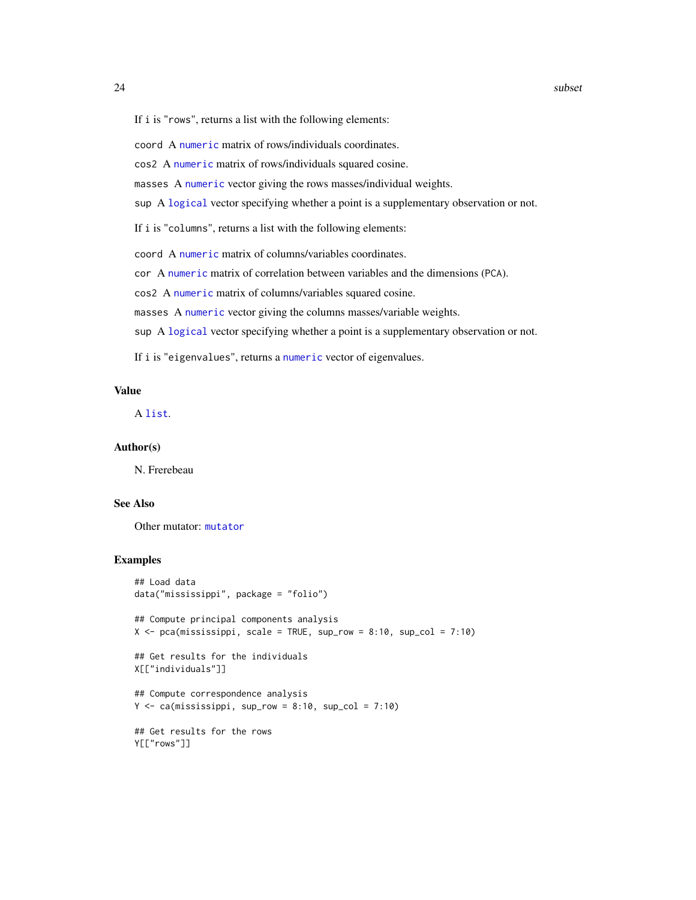If i is "rows", returns a list with the following elements:

`coord` A `numeric` matrix of rows/individuals coordinates.

`cos2` A `numeric` matrix of rows/individuals squared cosine.

`masses` A `numeric` vector giving the rows masses/individual weights.

`sup` A `logical` vector specifying whether a point is a supplementary observation or not.

If i is "columns", returns a list with the following elements:

`coord` A `numeric` matrix of columns/variables coordinates.

`cor` A `numeric` matrix of correlation between variables and the dimensions (PCA).

`cos2` A `numeric` matrix of columns/variables squared cosine.

`masses` A `numeric` vector giving the columns masses/variable weights.

`sup` A `logical` vector specifying whether a point is a supplementary observation or not.

If i is "eigenvalues", returns a `numeric` vector of eigenvalues.

## Value

A `list`.

## Author(s)

N. Frerebeau

## See Also

Other mutator: `mutator`

## Examples

```
## Load data
data("mississippi", package = "folio")

## Compute principal components analysis
X <- pca(mississippi, scale = TRUE, sup_row = 8:10, sup_col = 7:10)

## Get results for the individuals
X[["individuals"]]

## Compute correspondence analysis
Y <- ca(mississippi, sup_row = 8:10, sup_col = 7:10)

## Get results for the rows
Y[["rows"]]
```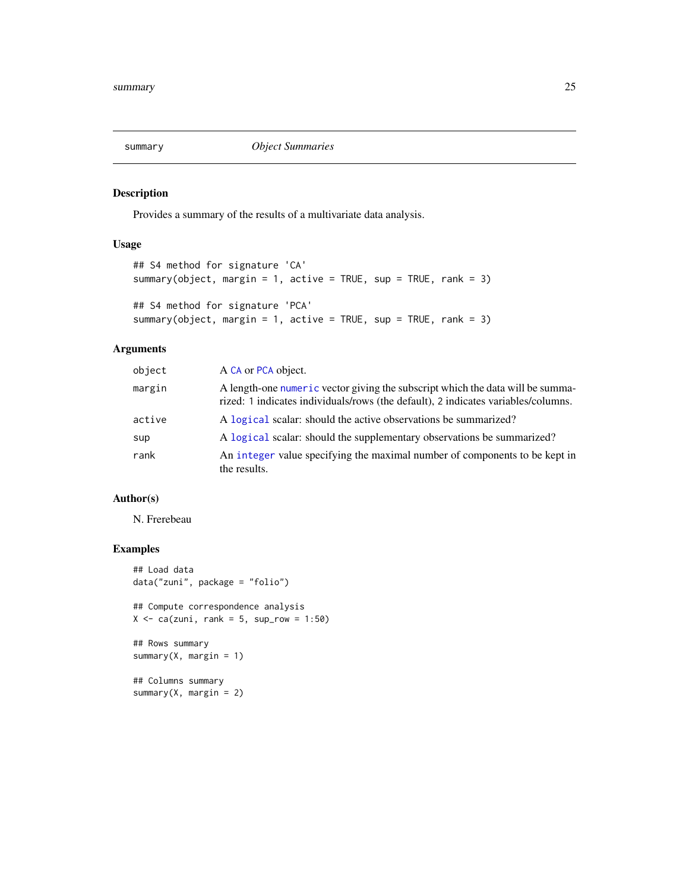# summary — *Object Summaries*

## Description

Provides a summary of the results of a multivariate data analysis.

## Usage

```
## S4 method for signature 'CA'
summary(object, margin = 1, active = TRUE, sup = TRUE, rank = 3)

## S4 method for signature 'PCA'
summary(object, margin = 1, active = TRUE, sup = TRUE, rank = 3)
```

## Arguments

| | |
|---|---|
| object | A CA or PCA object. |
| margin | A length-one numeric vector giving the subscript which the data will be summarized: 1 indicates individuals/rows (the default), 2 indicates variables/columns. |
| active | A logical scalar: should the active observations be summarized? |
| sup | A logical scalar: should the supplementary observations be summarized? |
| rank | An integer value specifying the maximal number of components to be kept in the results. |

## Author(s)

N. Frerebeau

## Examples

```
## Load data
data("zuni", package = "folio")

## Compute correspondence analysis
X <- ca(zuni, rank = 5, sup_row = 1:50)

## Rows summary
summary(X, margin = 1)

## Columns summary
summary(X, margin = 2)
```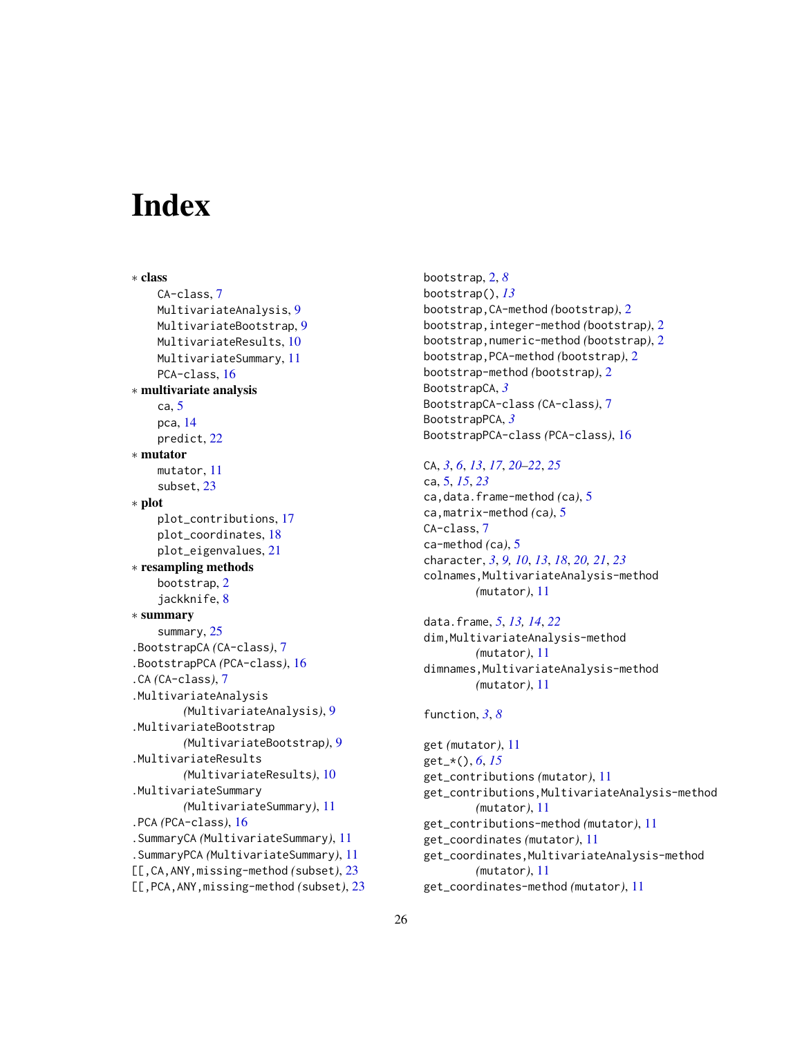# Index

∗ **class**
- CA-class, 7
- MultivariateAnalysis, 9
- MultivariateBootstrap, 9
- MultivariateResults, 10
- MultivariateSummary, 11
- PCA-class, 16

∗ **multivariate analysis**
- ca, 5
- pca, 14
- predict, 22

∗ **mutator**
- mutator, 11
- subset, 23

∗ **plot**
- plot_contributions, 17
- plot_coordinates, 18
- plot_eigenvalues, 21

∗ **resampling methods**
- bootstrap, 2
- jackknife, 8

∗ **summary**
- summary, 25

.BootstrapCA *(*CA-class*)*, 7
.BootstrapPCA *(*PCA-class*)*, 16
.CA *(*CA-class*)*, 7
.MultivariateAnalysis *(*MultivariateAnalysis*)*, 9
.MultivariateBootstrap *(*MultivariateBootstrap*)*, 9
.MultivariateResults *(*MultivariateResults*)*, 10
.MultivariateSummary *(*MultivariateSummary*)*, 11
.PCA *(*PCA-class*)*, 16
.SummaryCA *(*MultivariateSummary*)*, 11
.SummaryPCA *(*MultivariateSummary*)*, 11
[[,CA,ANY,missing-method *(*subset*)*, 23
[[,PCA,ANY,missing-method *(*subset*)*, 23

bootstrap, 2, *8*
bootstrap(), *13*
bootstrap,CA-method *(*bootstrap*)*, 2
bootstrap,integer-method *(*bootstrap*)*, 2
bootstrap,numeric-method *(*bootstrap*)*, 2
bootstrap,PCA-method *(*bootstrap*)*, 2
bootstrap-method *(*bootstrap*)*, 2
BootstrapCA, *3*
BootstrapCA-class *(*CA-class*)*, 7
BootstrapPCA, *3*
BootstrapPCA-class *(*PCA-class*)*, 16

CA, *3*, *6*, *13*, *17*, *20–22*, *25*
ca, 5, *15*, *23*
ca,data.frame-method *(*ca*)*, 5
ca,matrix-method *(*ca*)*, 5
CA-class, 7
ca-method *(*ca*)*, 5
character, *3*, *9, 10*, *13*, *18*, *20, 21*, *23*
colnames,MultivariateAnalysis-method *(*mutator*)*, 11

data.frame, *5*, *13, 14*, *22*
dim,MultivariateAnalysis-method *(*mutator*)*, 11
dimnames,MultivariateAnalysis-method *(*mutator*)*, 11

function, *3*, *8*

get *(*mutator*)*, 11
get_*(), *6*, *15*
get_contributions *(*mutator*)*, 11
get_contributions,MultivariateAnalysis-method *(*mutator*)*, 11
get_contributions-method *(*mutator*)*, 11
get_coordinates *(*mutator*)*, 11
get_coordinates,MultivariateAnalysis-method *(*mutator*)*, 11
get_coordinates-method *(*mutator*)*, 11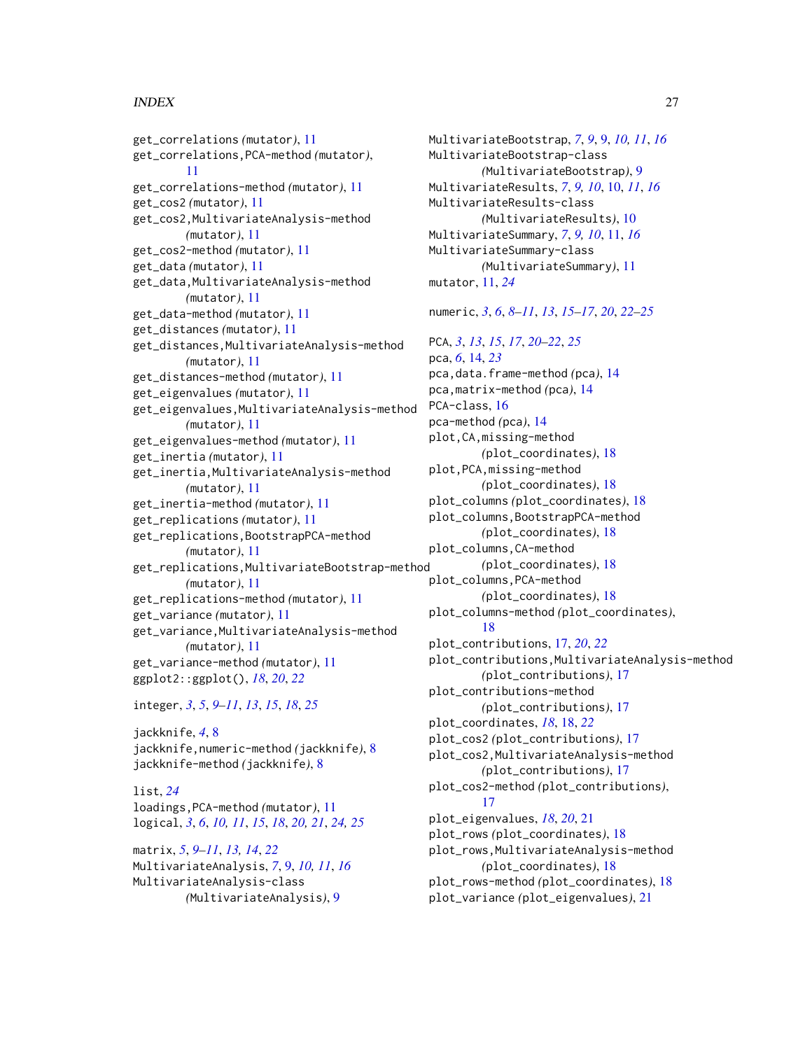get_correlations (mutator), 11
get_correlations,PCA-method (mutator), 11
get_correlations-method (mutator), 11
get_cos2 (mutator), 11
get_cos2,MultivariateAnalysis-method (mutator), 11
get_cos2-method (mutator), 11
get_data (mutator), 11
get_data,MultivariateAnalysis-method (mutator), 11
get_data-method (mutator), 11
get_distances (mutator), 11
get_distances,MultivariateAnalysis-method (mutator), 11
get_distances-method (mutator), 11
get_eigenvalues (mutator), 11
get_eigenvalues,MultivariateAnalysis-method (mutator), 11
get_eigenvalues-method (mutator), 11
get_inertia (mutator), 11
get_inertia,MultivariateAnalysis-method (mutator), 11
get_inertia-method (mutator), 11
get_replications (mutator), 11
get_replications,BootstrapPCA-method (mutator), 11
get_replications,MultivariateBootstrap-method (mutator), 11
get_replications-method (mutator), 11
get_variance (mutator), 11
get_variance,MultivariateAnalysis-method (mutator), 11
get_variance-method (mutator), 11
ggplot2::ggplot(), *18*, *20*, *22*

integer, *3*, *5*, *9–11*, *13*, *15*, *18*, *25*

jackknife, *4*, 8
jackknife,numeric-method (jackknife), 8
jackknife-method (jackknife), 8

list, *24*
loadings,PCA-method (mutator), 11
logical, *3*, *6*, *10, 11*, *15*, *18*, *20*, *21*, *24, 25*

matrix, *5*, *9–11*, *13, 14*, *22*
MultivariateAnalysis, *7*, 9, *10, 11*, *16*
MultivariateAnalysis-class (MultivariateAnalysis), 9
MultivariateBootstrap, *7*, *9*, 9, *10, 11*, *16*
MultivariateBootstrap-class (MultivariateBootstrap), 9
MultivariateResults, *7*, *9, 10*, 10, *11*, *16*
MultivariateResults-class (MultivariateResults), 10
MultivariateSummary, *7*, *9, 10*, 11, *16*
MultivariateSummary-class (MultivariateSummary), 11
mutator, 11, *24*

numeric, *3*, *6*, *8–11*, *13*, *15–17*, *20*, *22–25*

PCA, *3*, *13*, *15*, *17*, *20–22*, *25*
pca, *6*, 14, *23*
pca,data.frame-method (pca), 14
pca,matrix-method (pca), 14
PCA-class, 16
pca-method (pca), 14
plot,CA,missing-method (plot_coordinates), 18
plot,PCA,missing-method (plot_coordinates), 18
plot_columns (plot_coordinates), 18
plot_columns,BootstrapPCA-method (plot_coordinates), 18
plot_columns,CA-method (plot_coordinates), 18
plot_columns,PCA-method (plot_coordinates), 18
plot_columns-method (plot_coordinates), 18
plot_contributions, 17, *20*, *22*
plot_contributions,MultivariateAnalysis-method (plot_contributions), 17
plot_contributions-method (plot_contributions), 17
plot_coordinates, *18*, 18, *22*
plot_cos2 (plot_contributions), 17
plot_cos2,MultivariateAnalysis-method (plot_contributions), 17
plot_cos2-method (plot_contributions), 17
plot_eigenvalues, *18*, *20*, 21
plot_rows (plot_coordinates), 18
plot_rows,MultivariateAnalysis-method (plot_coordinates), 18
plot_rows-method (plot_coordinates), 18
plot_variance (plot_eigenvalues), 21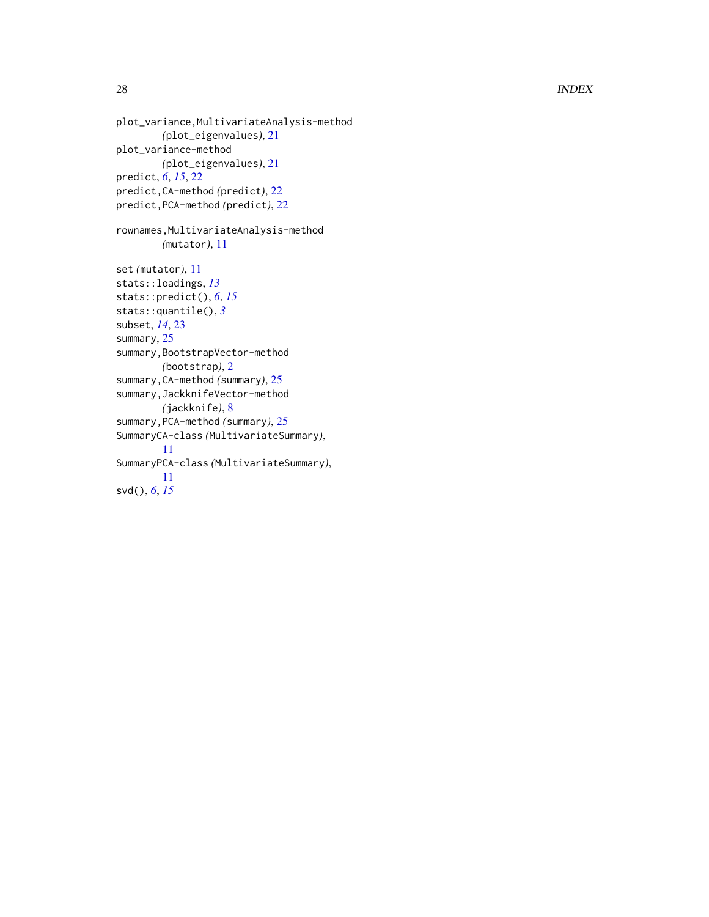plot_variance,MultivariateAnalysis-method
        (plot_eigenvalues), 21
plot_variance-method
        (plot_eigenvalues), 21
predict, *6*, *15*, 22
predict,CA-method (predict), 22
predict,PCA-method (predict), 22

rownames,MultivariateAnalysis-method
        (mutator), 11

set (mutator), 11
stats::loadings, *13*
stats::predict(), *6*, *15*
stats::quantile(), *3*
subset, *14*, 23
summary, 25
summary,BootstrapVector-method
        (bootstrap), 2
summary,CA-method (summary), 25
summary,JackknifeVector-method
        (jackknife), 8
summary,PCA-method (summary), 25
SummaryCA-class (MultivariateSummary),
        11
SummaryPCA-class (MultivariateSummary),
        11
svd(), *6*, *15*